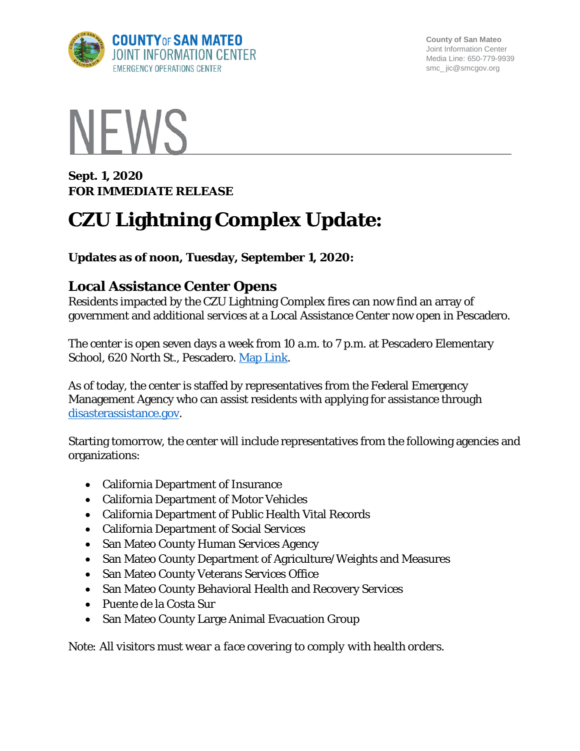COUNTY OF SAN MATEO
JOINT INFORMATION CENTER
EMERGENCY OPERATIONS CENTER

County of San Mateo
Joint Information Center
Media Line: 650-779-9939
smc_jic@smcgov.org

# NEWS

**Sept. 1, 2020**
**FOR IMMEDIATE RELEASE**

# CZU Lightning Complex Update:

**Updates as of noon, Tuesday, September 1, 2020:**

## Local Assistance Center Opens

Residents impacted by the CZU Lightning Complex fires can now find an array of government and additional services at a Local Assistance Center now open in Pescadero.

The center is open seven days a week from 10 a.m. to 7 p.m. at Pescadero Elementary School, 620 North St., Pescadero. [Map Link](#).

As of today, the center is staffed by representatives from the Federal Emergency Management Agency who can assist residents with applying for assistance through [disasterassistance.gov](https://www.disasterassistance.gov).

Starting tomorrow, the center will include representatives from the following agencies and organizations:

- California Department of Insurance
- California Department of Motor Vehicles
- California Department of Public Health Vital Records
- California Department of Social Services
- San Mateo County Human Services Agency
- San Mateo County Department of Agriculture/Weights and Measures
- San Mateo County Veterans Services Office
- San Mateo County Behavioral Health and Recovery Services
- Puente de la Costa Sur
- San Mateo County Large Animal Evacuation Group

Note: *All visitors must wear a face covering to comply with health orders.*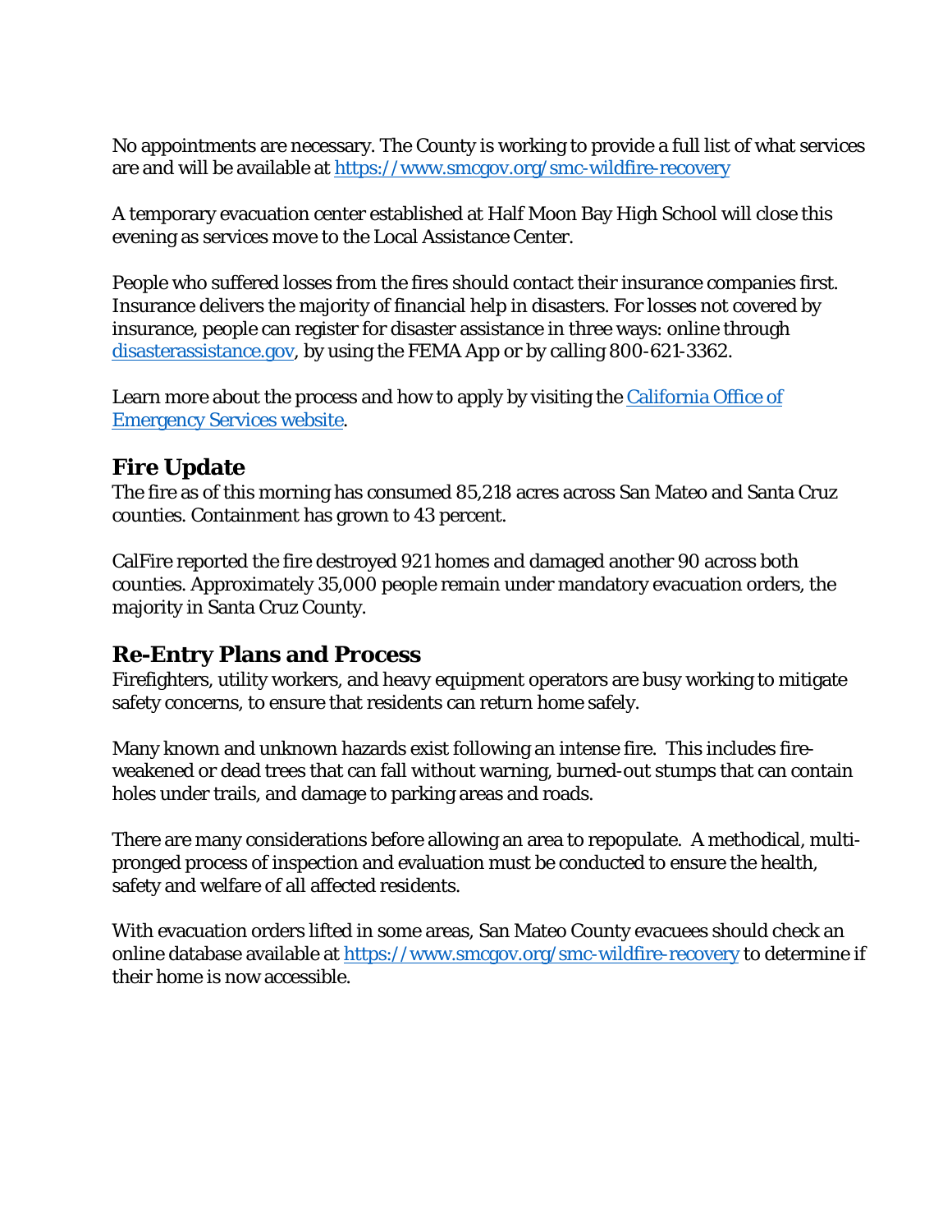No appointments are necessary. The County is working to provide a full list of what services are and will be available at https://www.smcgov.org/smc-wildfire-recovery

A temporary evacuation center established at Half Moon Bay High School will close this evening as services move to the Local Assistance Center.

People who suffered losses from the fires should contact their insurance companies first. Insurance delivers the majority of financial help in disasters. For losses not covered by insurance, people can register for disaster assistance in three ways: online through [disasterassistance.gov](disasterassistance.gov), by using the FEMA App or by calling 800-621-3362.

Learn more about the process and how to apply by visiting the [California Office of Emergency Services website](California Office of Emergency Services website).

## Fire Update

The fire as of this morning has consumed 85,218 acres across San Mateo and Santa Cruz counties. Containment has grown to 43 percent.

CalFire reported the fire destroyed 921 homes and damaged another 90 across both counties. Approximately 35,000 people remain under mandatory evacuation orders, the majority in Santa Cruz County.

## Re-Entry Plans and Process

Firefighters, utility workers, and heavy equipment operators are busy working to mitigate safety concerns, to ensure that residents can return home safely.

Many known and unknown hazards exist following an intense fire. This includes fire-weakened or dead trees that can fall without warning, burned-out stumps that can contain holes under trails, and damage to parking areas and roads.

There are many considerations before allowing an area to repopulate. A methodical, multi-pronged process of inspection and evaluation must be conducted to ensure the health, safety and welfare of all affected residents.

With evacuation orders lifted in some areas, San Mateo County evacuees should check an online database available at https://www.smcgov.org/smc-wildfire-recovery to determine if their home is now accessible.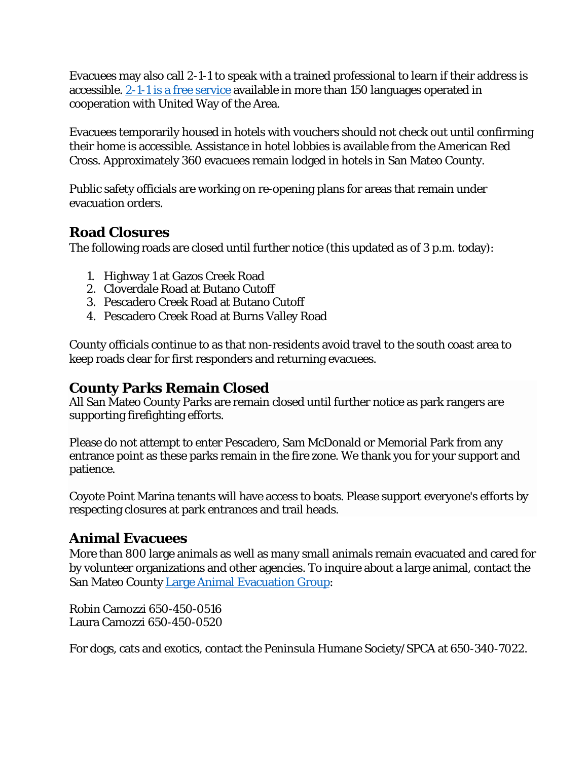Evacuees may also call 2-1-1 to speak with a trained professional to learn if their address is accessible. [2-1-1 is a free service](#) available in more than 150 languages operated in cooperation with United Way of the Area.

Evacuees temporarily housed in hotels with vouchers should not check out until confirming their home is accessible. Assistance in hotel lobbies is available from the American Red Cross. Approximately 360 evacuees remain lodged in hotels in San Mateo County.

Public safety officials are working on re-opening plans for areas that remain under evacuation orders.

## Road Closures

The following roads are closed until further notice (this updated as of 3 p.m. today):

1. Highway 1 at Gazos Creek Road
2. Cloverdale Road at Butano Cutoff
3. Pescadero Creek Road at Butano Cutoff
4. Pescadero Creek Road at Burns Valley Road

County officials continue to as that non-residents avoid travel to the south coast area to keep roads clear for first responders and returning evacuees.

## County Parks Remain Closed

All San Mateo County Parks are remain closed until further notice as park rangers are supporting firefighting efforts.

Please do not attempt to enter Pescadero, Sam McDonald or Memorial Park from any entrance point as these parks remain in the fire zone. We thank you for your support and patience.

Coyote Point Marina tenants will have access to boats. Please support everyone's efforts by respecting closures at park entrances and trail heads.

## Animal Evacuees

More than 800 large animals as well as many small animals remain evacuated and cared for by volunteer organizations and other agencies. To inquire about a large animal, contact the San Mateo County [Large Animal Evacuation Group](#):

Robin Camozzi 650-450-0516
Laura Camozzi 650-450-0520

For dogs, cats and exotics, contact the Peninsula Humane Society/SPCA at 650-340-7022.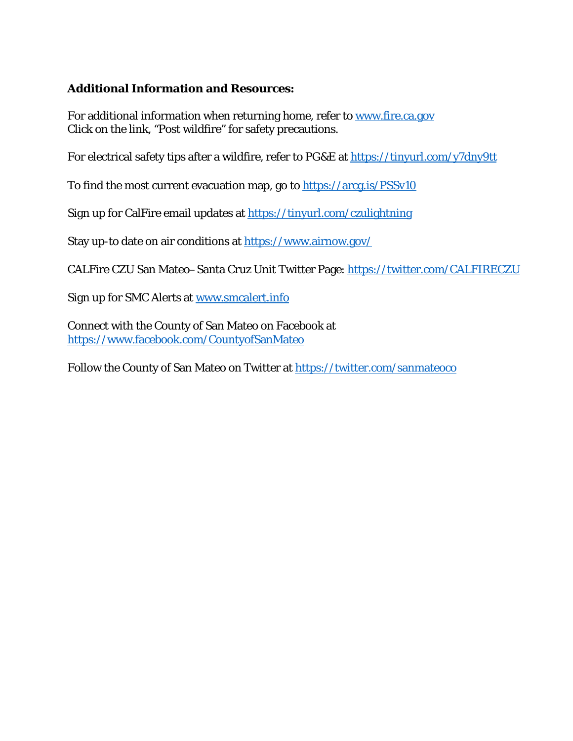**Additional Information and Resources:**

For additional information when returning home, refer to www.fire.ca.gov
Click on the link, "Post wildfire" for safety precautions.

For electrical safety tips after a wildfire, refer to PG&E at https://tinyurl.com/y7dny9tt

To find the most current evacuation map, go to https://arcg.is/PSSv10

Sign up for CalFire email updates at https://tinyurl.com/czulightning

Stay up-to date on air conditions at https://www.airnow.gov/

CALFire CZU San Mateo–Santa Cruz Unit Twitter Page: https://twitter.com/CALFIRECZU

Sign up for SMC Alerts at www.smcalert.info

Connect with the County of San Mateo on Facebook at
https://www.facebook.com/CountyofSanMateo

Follow the County of San Mateo on Twitter at https://twitter.com/sanmateoco